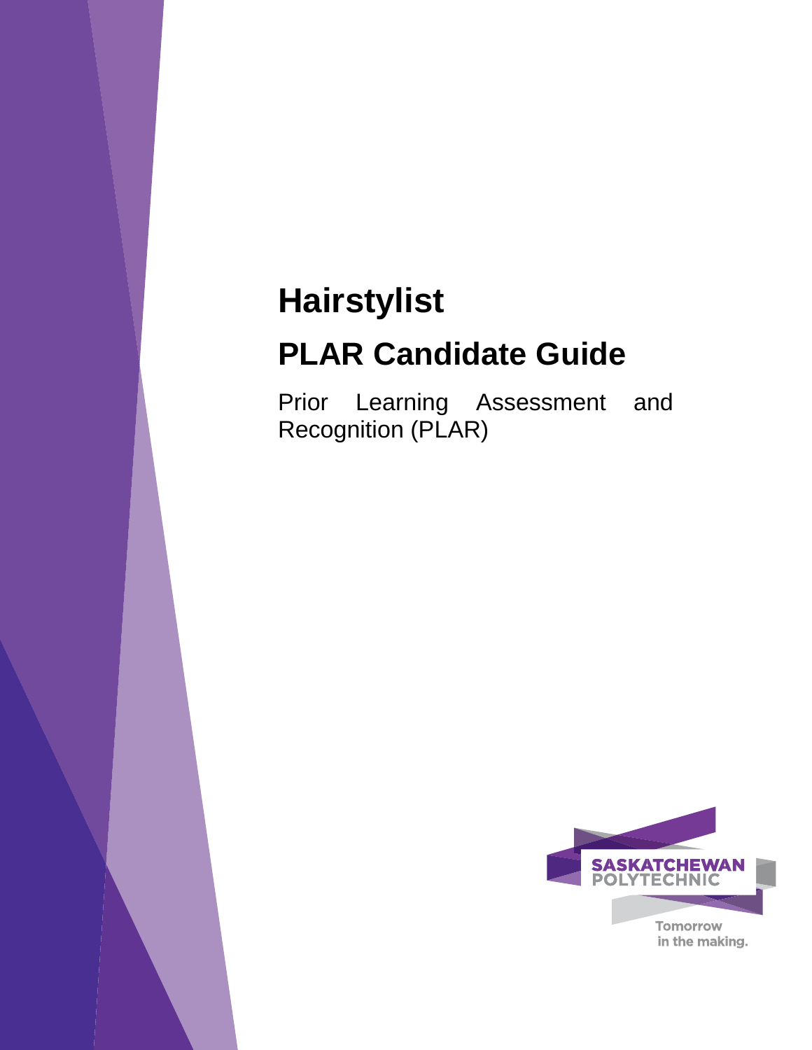# Hairstylist

# PLAR Candidate Guide

Prior Learning Assessment and Recognition (PLAR)

SASKATCHEWAN POLYTECHNIC

Tomorrow in the making.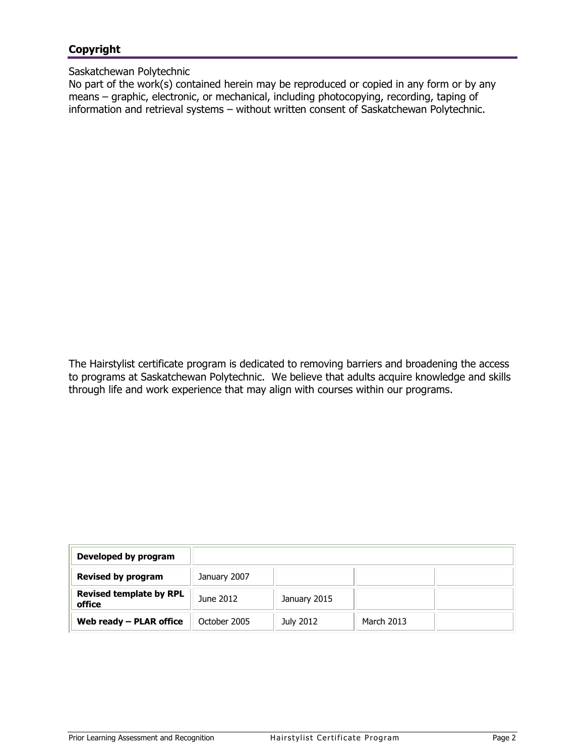## Copyright

Saskatchewan Polytechnic
No part of the work(s) contained herein may be reproduced or copied in any form or by any means – graphic, electronic, or mechanical, including photocopying, recording, taping of information and retrieval systems – without written consent of Saskatchewan Polytechnic.

The Hairstylist certificate program is dedicated to removing barriers and broadening the access to programs at Saskatchewan Polytechnic. We believe that adults acquire knowledge and skills through life and work experience that may align with courses within our programs.

| **Developed by program** | | | | |
|---|---|---|---|---|
| **Revised by program** | January 2007 | | | |
| **Revised template by RPL office** | June 2012 | January 2015 | | |
| **Web ready – PLAR office** | October 2005 | July 2012 | March 2013 | |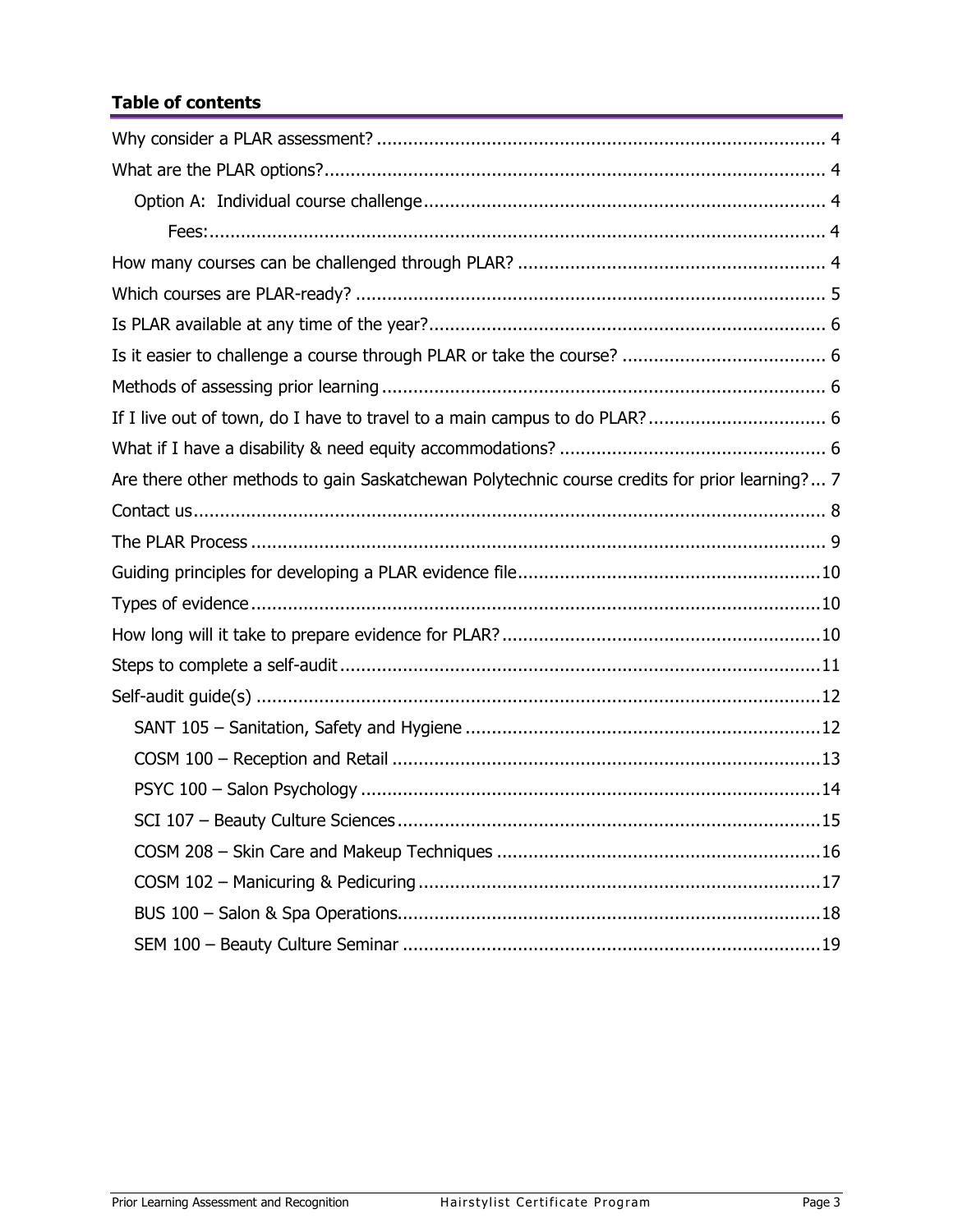**Table of contents**

Why consider a PLAR assessment? ...................................................................................... 4

What are the PLAR options? ................................................................................................ 4

Option A: Individual course challenge ............................................................................ 4

Fees: ..................................................................................................................... 4

How many courses can be challenged through PLAR? ........................................................... 4

Which courses are PLAR-ready? .......................................................................................... 5

Is PLAR available at any time of the year? ............................................................................ 6

Is it easier to challenge a course through PLAR or take the course? ....................................... 6

Methods of assessing prior learning ..................................................................................... 6

If I live out of town, do I have to travel to a main campus to do PLAR? .................................. 6

What if I have a disability & need equity accommodations? .................................................. 6

Are there other methods to gain Saskatchewan Polytechnic course credits for prior learning? ... 7

Contact us ......................................................................................................................... 8

The PLAR Process .............................................................................................................. 9

Guiding principles for developing a PLAR evidence file ..........................................................10

Types of evidence .............................................................................................................10

How long will it take to prepare evidence for PLAR? .............................................................10

Steps to complete a self-audit ............................................................................................11

Self-audit guide(s) ............................................................................................................12

SANT 105 – Sanitation, Safety and Hygiene ....................................................................12

COSM 100 – Reception and Retail ..................................................................................13

PSYC 100 – Salon Psychology ........................................................................................14

SCI 107 – Beauty Culture Sciences .................................................................................15

COSM 208 – Skin Care and Makeup Techniques .............................................................16

COSM 102 – Manicuring & Pedicuring .............................................................................17

BUS 100 – Salon & Spa Operations .................................................................................18

SEM 100 – Beauty Culture Seminar ................................................................................19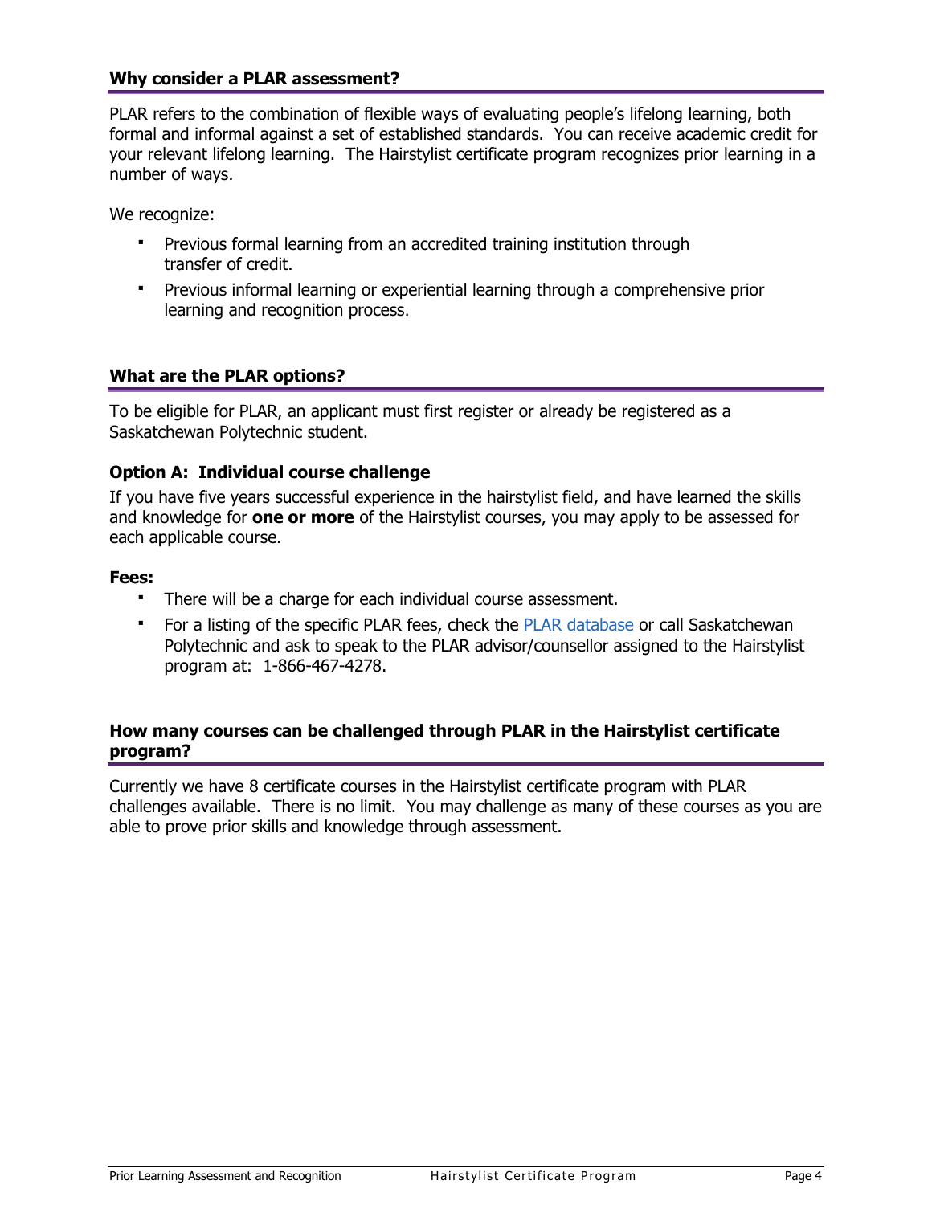## Why consider a PLAR assessment?

PLAR refers to the combination of flexible ways of evaluating people's lifelong learning, both formal and informal against a set of established standards. You can receive academic credit for your relevant lifelong learning. The Hairstylist certificate program recognizes prior learning in a number of ways.

We recognize:

- Previous formal learning from an accredited training institution through transfer of credit.
- Previous informal learning or experiential learning through a comprehensive prior learning and recognition process.

## What are the PLAR options?

To be eligible for PLAR, an applicant must first register or already be registered as a Saskatchewan Polytechnic student.

### Option A: Individual course challenge

If you have five years successful experience in the hairstylist field, and have learned the skills and knowledge for **one or more** of the Hairstylist courses, you may apply to be assessed for each applicable course.

**Fees:**

- There will be a charge for each individual course assessment.
- For a listing of the specific PLAR fees, check the PLAR database or call Saskatchewan Polytechnic and ask to speak to the PLAR advisor/counsellor assigned to the Hairstylist program at: 1-866-467-4278.

## How many courses can be challenged through PLAR in the Hairstylist certificate program?

Currently we have 8 certificate courses in the Hairstylist certificate program with PLAR challenges available. There is no limit. You may challenge as many of these courses as you are able to prove prior skills and knowledge through assessment.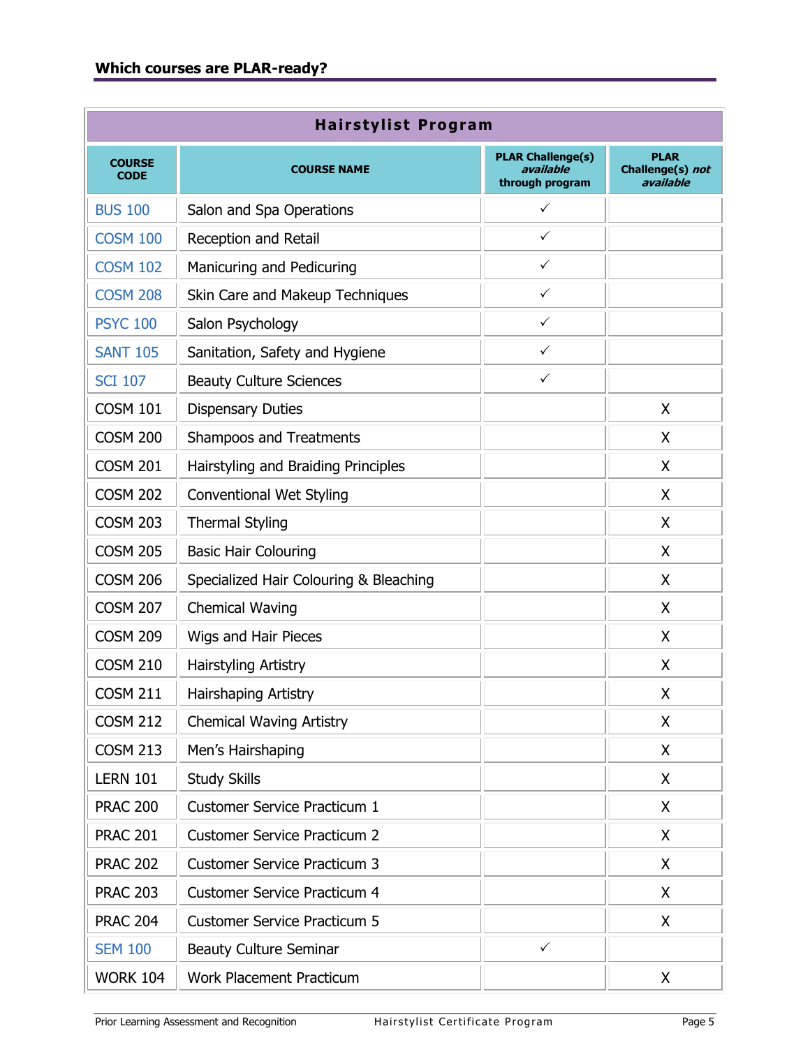## Which courses are PLAR-ready?

| Hairstylist Program | | | |
|---|---|---|---|
| **COURSE CODE** | **COURSE NAME** | **PLAR Challenge(s) *available* through program** | **PLAR Challenge(s) *not available*** |
| BUS 100 | Salon and Spa Operations | ✓ | |
| COSM 100 | Reception and Retail | ✓ | |
| COSM 102 | Manicuring and Pedicuring | ✓ | |
| COSM 208 | Skin Care and Makeup Techniques | ✓ | |
| PSYC 100 | Salon Psychology | ✓ | |
| SANT 105 | Sanitation, Safety and Hygiene | ✓ | |
| SCI 107 | Beauty Culture Sciences | ✓ | |
| COSM 101 | Dispensary Duties | | X |
| COSM 200 | Shampoos and Treatments | | X |
| COSM 201 | Hairstyling and Braiding Principles | | X |
| COSM 202 | Conventional Wet Styling | | X |
| COSM 203 | Thermal Styling | | X |
| COSM 205 | Basic Hair Colouring | | X |
| COSM 206 | Specialized Hair Colouring & Bleaching | | X |
| COSM 207 | Chemical Waving | | X |
| COSM 209 | Wigs and Hair Pieces | | X |
| COSM 210 | Hairstyling Artistry | | X |
| COSM 211 | Hairshaping Artistry | | X |
| COSM 212 | Chemical Waving Artistry | | X |
| COSM 213 | Men's Hairshaping | | X |
| LERN 101 | Study Skills | | X |
| PRAC 200 | Customer Service Practicum 1 | | X |
| PRAC 201 | Customer Service Practicum 2 | | X |
| PRAC 202 | Customer Service Practicum 3 | | X |
| PRAC 203 | Customer Service Practicum 4 | | X |
| PRAC 204 | Customer Service Practicum 5 | | X |
| SEM 100 | Beauty Culture Seminar | ✓ | |
| WORK 104 | Work Placement Practicum | | X |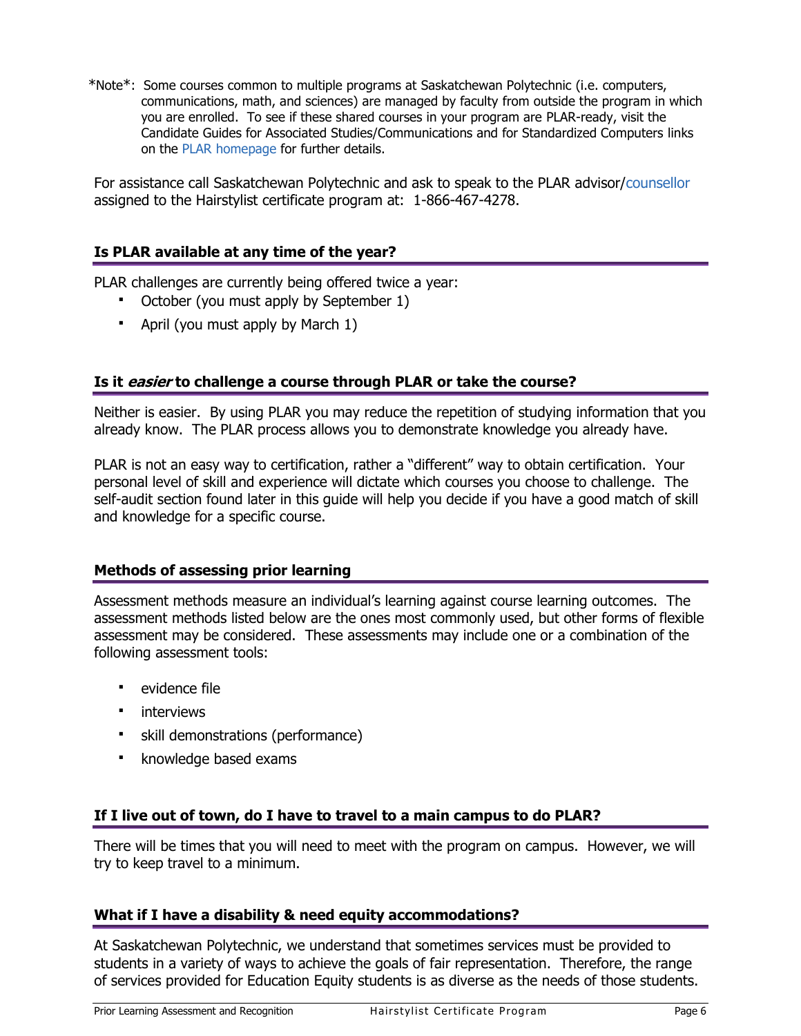\*Note\*: Some courses common to multiple programs at Saskatchewan Polytechnic (i.e. computers, communications, math, and sciences) are managed by faculty from outside the program in which you are enrolled. To see if these shared courses in your program are PLAR-ready, visit the Candidate Guides for Associated Studies/Communications and for Standardized Computers links on the PLAR homepage for further details.

For assistance call Saskatchewan Polytechnic and ask to speak to the PLAR advisor/counsellor assigned to the Hairstylist certificate program at: 1-866-467-4278.

## Is PLAR available at any time of the year?

PLAR challenges are currently being offered twice a year:

- October (you must apply by September 1)
- April (you must apply by March 1)

## Is it *easier* to challenge a course through PLAR or take the course?

Neither is easier. By using PLAR you may reduce the repetition of studying information that you already know. The PLAR process allows you to demonstrate knowledge you already have.

PLAR is not an easy way to certification, rather a "different" way to obtain certification. Your personal level of skill and experience will dictate which courses you choose to challenge. The self-audit section found later in this guide will help you decide if you have a good match of skill and knowledge for a specific course.

## Methods of assessing prior learning

Assessment methods measure an individual's learning against course learning outcomes. The assessment methods listed below are the ones most commonly used, but other forms of flexible assessment may be considered. These assessments may include one or a combination of the following assessment tools:

- evidence file
- interviews
- skill demonstrations (performance)
- knowledge based exams

## If I live out of town, do I have to travel to a main campus to do PLAR?

There will be times that you will need to meet with the program on campus. However, we will try to keep travel to a minimum.

## What if I have a disability & need equity accommodations?

At Saskatchewan Polytechnic, we understand that sometimes services must be provided to students in a variety of ways to achieve the goals of fair representation. Therefore, the range of services provided for Education Equity students is as diverse as the needs of those students.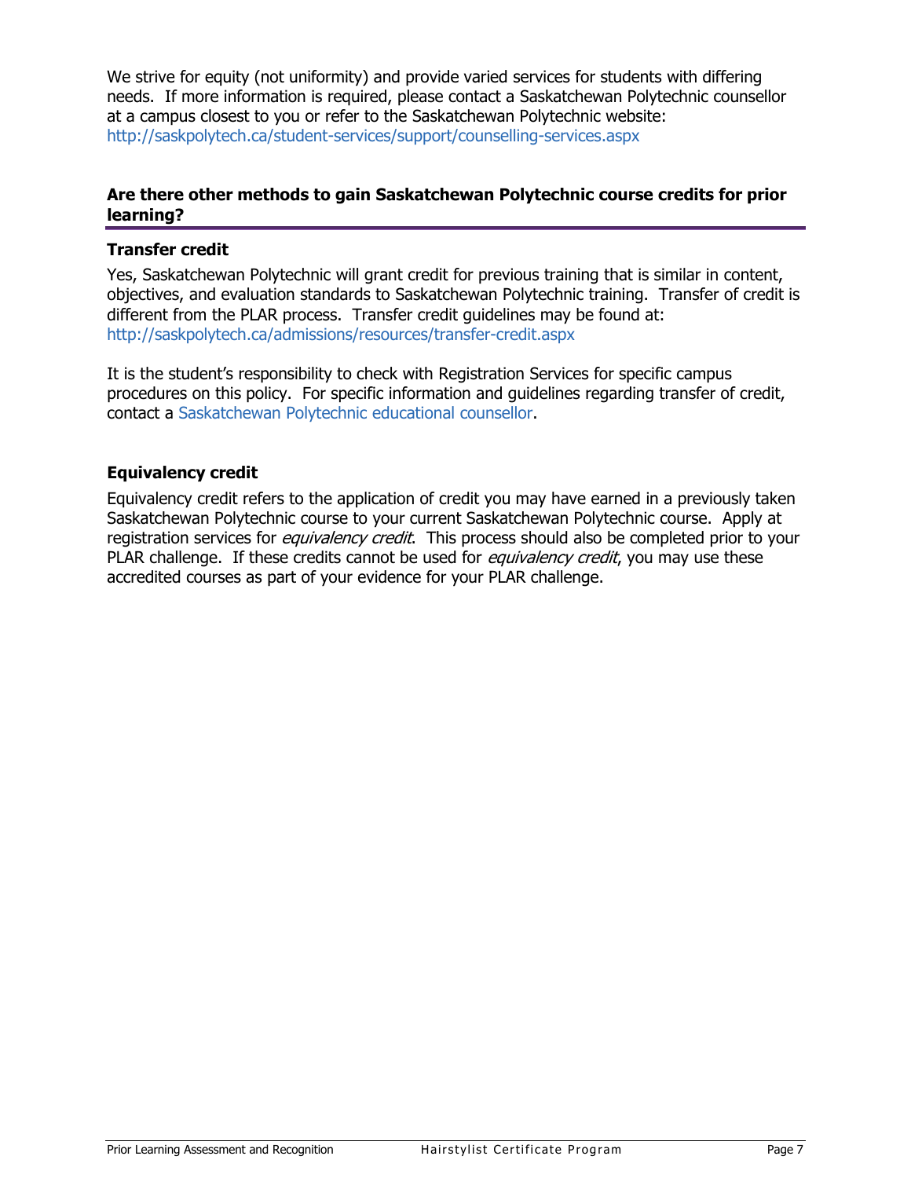We strive for equity (not uniformity) and provide varied services for students with differing needs. If more information is required, please contact a Saskatchewan Polytechnic counsellor at a campus closest to you or refer to the Saskatchewan Polytechnic website: http://saskpolytech.ca/student-services/support/counselling-services.aspx

## Are there other methods to gain Saskatchewan Polytechnic course credits for prior learning?

### Transfer credit

Yes, Saskatchewan Polytechnic will grant credit for previous training that is similar in content, objectives, and evaluation standards to Saskatchewan Polytechnic training. Transfer of credit is different from the PLAR process. Transfer credit guidelines may be found at: http://saskpolytech.ca/admissions/resources/transfer-credit.aspx

It is the student's responsibility to check with Registration Services for specific campus procedures on this policy. For specific information and guidelines regarding transfer of credit, contact a Saskatchewan Polytechnic educational counsellor.

### Equivalency credit

Equivalency credit refers to the application of credit you may have earned in a previously taken Saskatchewan Polytechnic course to your current Saskatchewan Polytechnic course. Apply at registration services for *equivalency credit*. This process should also be completed prior to your PLAR challenge. If these credits cannot be used for *equivalency credit*, you may use these accredited courses as part of your evidence for your PLAR challenge.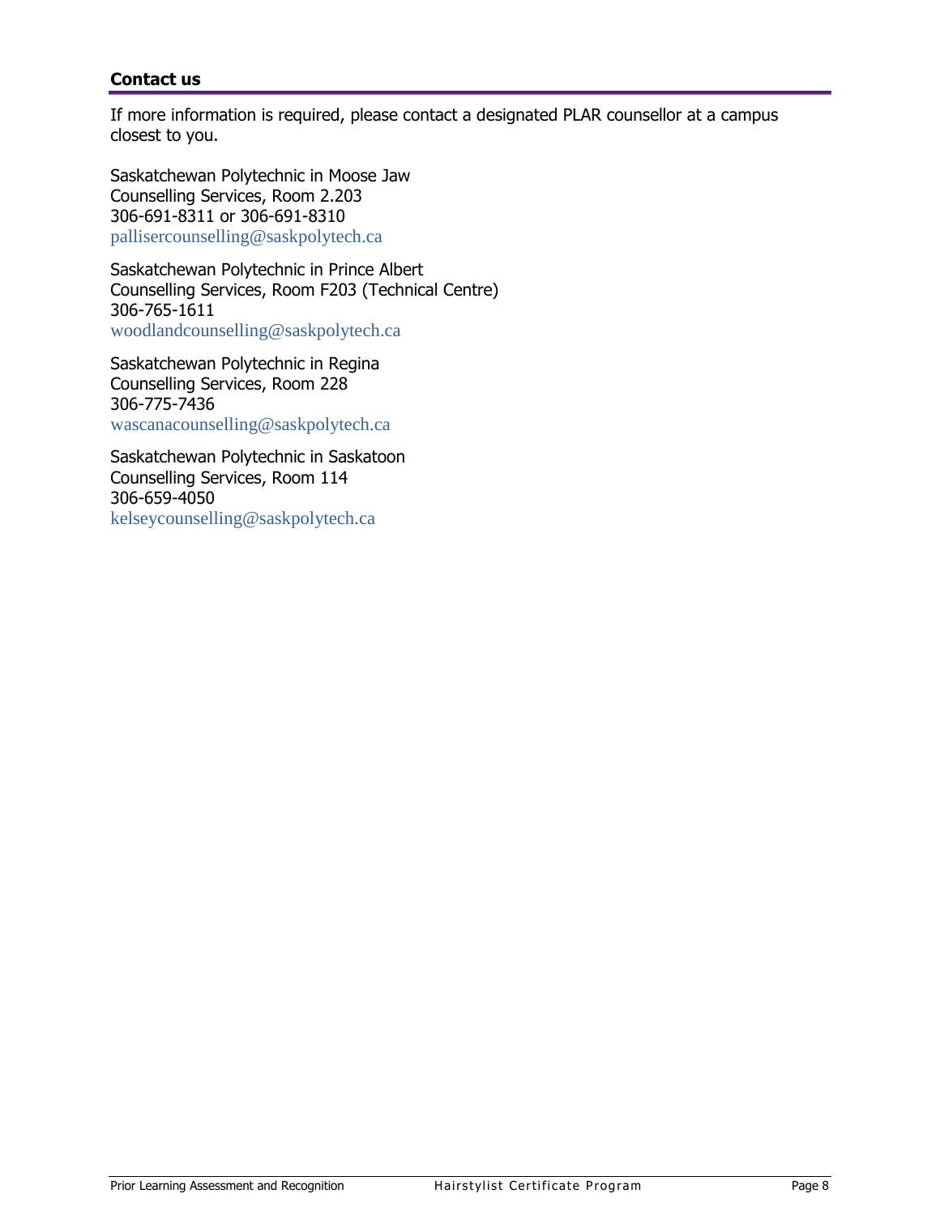## Contact us

If more information is required, please contact a designated PLAR counsellor at a campus closest to you.

Saskatchewan Polytechnic in Moose Jaw
Counselling Services, Room 2.203
306-691-8311 or 306-691-8310
pallisercounselling@saskpolytech.ca

Saskatchewan Polytechnic in Prince Albert
Counselling Services, Room F203 (Technical Centre)
306-765-1611
woodlandcounselling@saskpolytech.ca

Saskatchewan Polytechnic in Regina
Counselling Services, Room 228
306-775-7436
wascanacounselling@saskpolytech.ca

Saskatchewan Polytechnic in Saskatoon
Counselling Services, Room 114
306-659-4050
kelseycounselling@saskpolytech.ca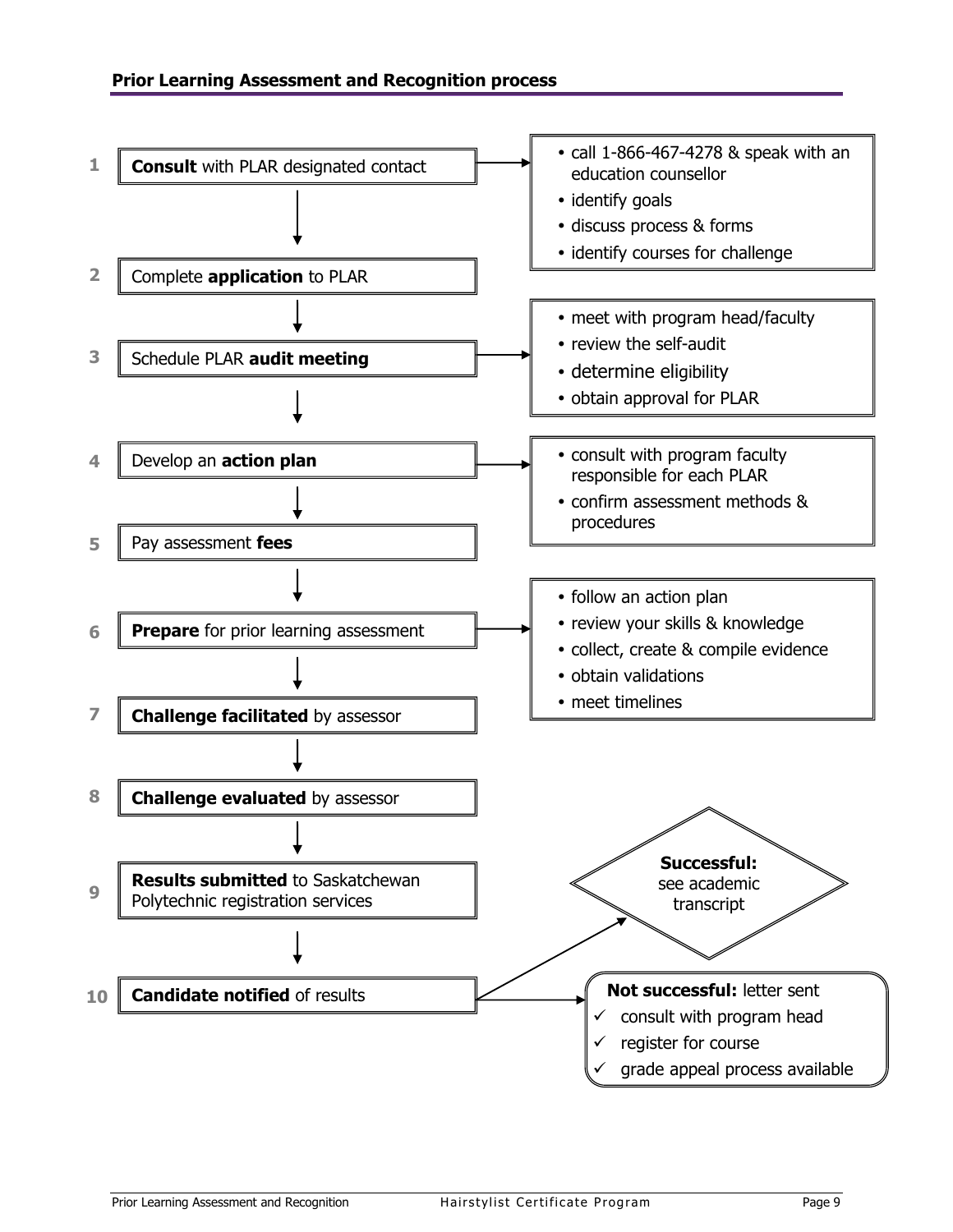### Prior Learning Assessment and Recognition process

1. **Consult** with PLAR designated contact
   - call 1-866-467-4278 & speak with an education counsellor
   - identify goals
   - discuss process & forms
   - identify courses for challenge
2. Complete **application** to PLAR
3. Schedule PLAR **audit meeting**
   - meet with program head/faculty
   - review the self-audit
   - determine eligibility
   - obtain approval for PLAR
4. Develop an **action plan**
   - consult with program faculty responsible for each PLAR
   - confirm assessment methods & procedures
5. Pay assessment **fees**
6. **Prepare** for prior learning assessment
   - follow an action plan
   - review your skills & knowledge
   - collect, create & compile evidence
   - obtain validations
   - meet timelines
7. **Challenge facilitated** by assessor
8. **Challenge evaluated** by assessor
9. **Results submitted** to Saskatchewan Polytechnic registration services
10. **Candidate notified** of results

**Successful:** see academic transcript

**Not successful:** letter sent
- ✓ consult with program head
- ✓ register for course
- ✓ grade appeal process available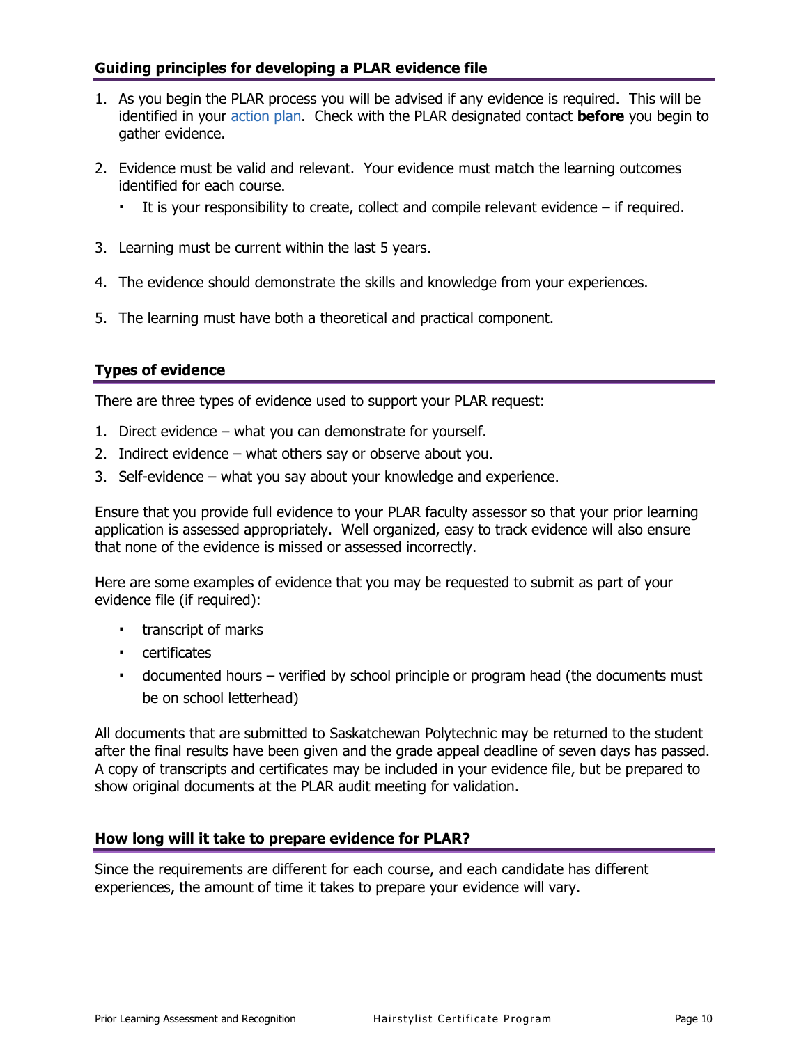## Guiding principles for developing a PLAR evidence file

1. As you begin the PLAR process you will be advised if any evidence is required. This will be identified in your action plan. Check with the PLAR designated contact **before** you begin to gather evidence.
2. Evidence must be valid and relevant. Your evidence must match the learning outcomes identified for each course.
   - It is your responsibility to create, collect and compile relevant evidence – if required.
3. Learning must be current within the last 5 years.
4. The evidence should demonstrate the skills and knowledge from your experiences.
5. The learning must have both a theoretical and practical component.

## Types of evidence

There are three types of evidence used to support your PLAR request:

1. Direct evidence – what you can demonstrate for yourself.
2. Indirect evidence – what others say or observe about you.
3. Self-evidence – what you say about your knowledge and experience.

Ensure that you provide full evidence to your PLAR faculty assessor so that your prior learning application is assessed appropriately. Well organized, easy to track evidence will also ensure that none of the evidence is missed or assessed incorrectly.

Here are some examples of evidence that you may be requested to submit as part of your evidence file (if required):

- transcript of marks
- certificates
- documented hours – verified by school principle or program head (the documents must be on school letterhead)

All documents that are submitted to Saskatchewan Polytechnic may be returned to the student after the final results have been given and the grade appeal deadline of seven days has passed. A copy of transcripts and certificates may be included in your evidence file, but be prepared to show original documents at the PLAR audit meeting for validation.

## How long will it take to prepare evidence for PLAR?

Since the requirements are different for each course, and each candidate has different experiences, the amount of time it takes to prepare your evidence will vary.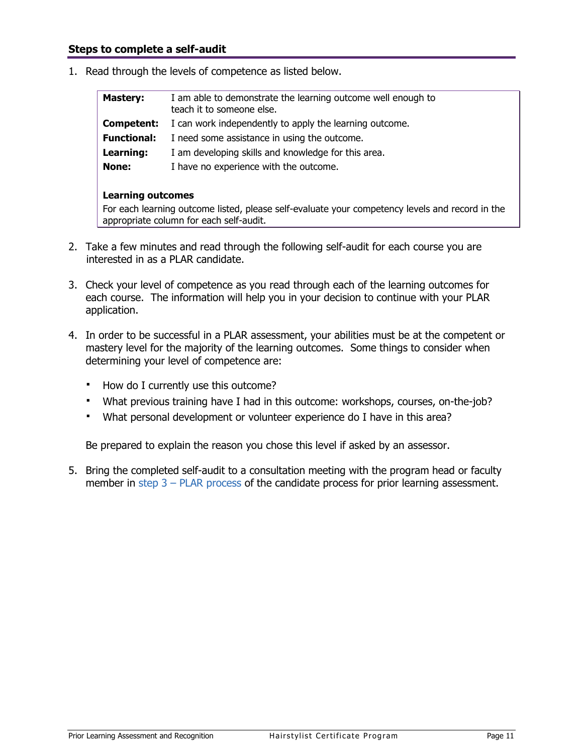### Steps to complete a self-audit

1. Read through the levels of competence as listed below.

| | |
|---|---|
| **Mastery:** | I am able to demonstrate the learning outcome well enough to teach it to someone else. |
| **Competent:** | I can work independently to apply the learning outcome. |
| **Functional:** | I need some assistance in using the outcome. |
| **Learning:** | I am developing skills and knowledge for this area. |
| **None:** | I have no experience with the outcome. |

**Learning outcomes**

For each learning outcome listed, please self-evaluate your competency levels and record in the appropriate column for each self-audit.

2. Take a few minutes and read through the following self-audit for each course you are interested in as a PLAR candidate.

3. Check your level of competence as you read through each of the learning outcomes for each course. The information will help you in your decision to continue with your PLAR application.

4. In order to be successful in a PLAR assessment, your abilities must be at the competent or mastery level for the majority of the learning outcomes. Some things to consider when determining your level of competence are:

   - How do I currently use this outcome?
   - What previous training have I had in this outcome: workshops, courses, on-the-job?
   - What personal development or volunteer experience do I have in this area?

   Be prepared to explain the reason you chose this level if asked by an assessor.

5. Bring the completed self-audit to a consultation meeting with the program head or faculty member in step 3 – PLAR process of the candidate process for prior learning assessment.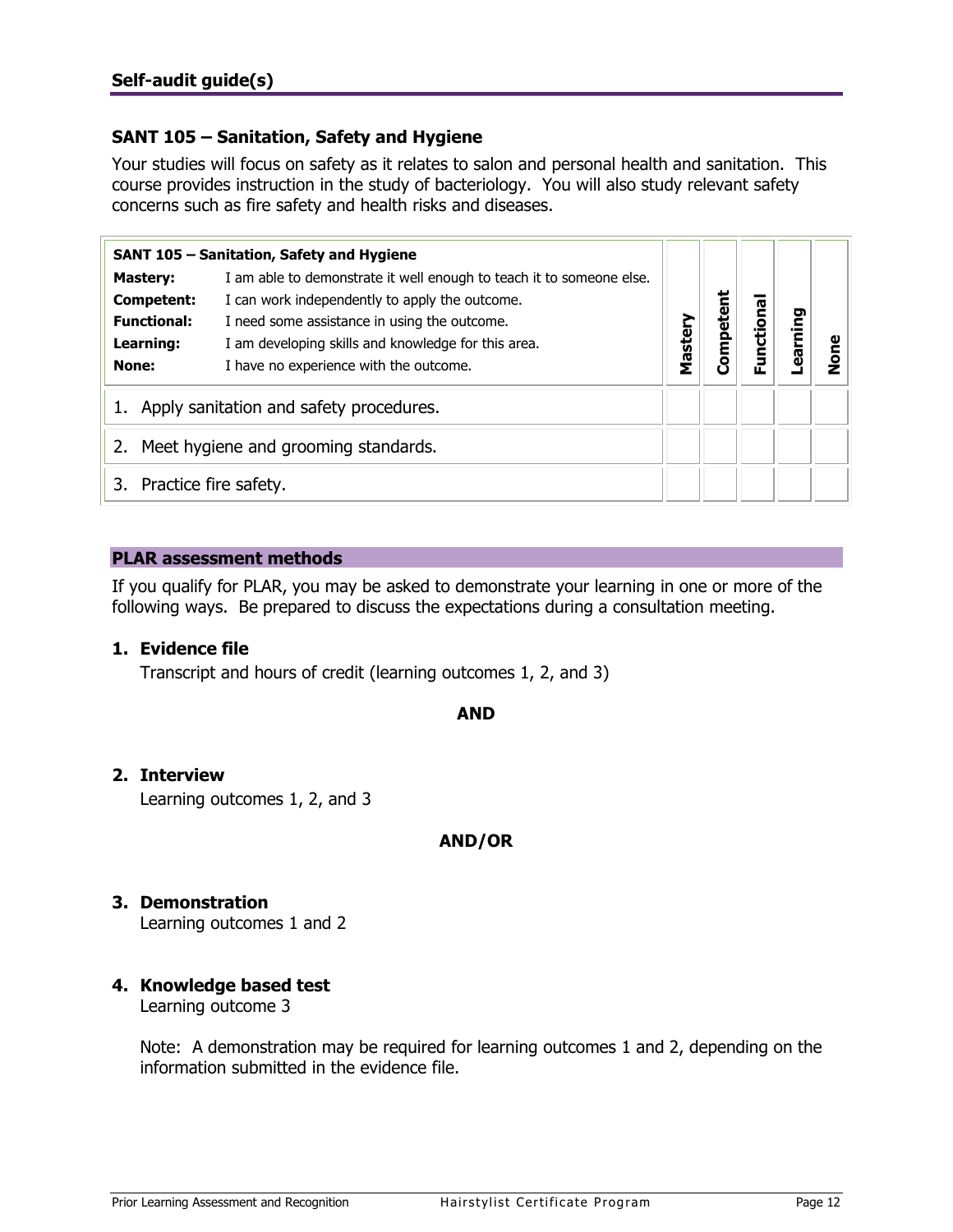## Self-audit guide(s)

### SANT 105 – Sanitation, Safety and Hygiene

Your studies will focus on safety as it relates to salon and personal health and sanitation. This course provides instruction in the study of bacteriology. You will also study relevant safety concerns such as fire safety and health risks and diseases.

| **SANT 105 – Sanitation, Safety and Hygiene**<br>**Mastery:** I am able to demonstrate it well enough to teach it to someone else.<br>**Competent:** I can work independently to apply the outcome.<br>**Functional:** I need some assistance in using the outcome.<br>**Learning:** I am developing skills and knowledge for this area.<br>**None:** I have no experience with the outcome. | **Mastery** | **Competent** | **Functional** | **Learning** | **None** |
|---|---|---|---|---|---|
| 1. Apply sanitation and safety procedures. | | | | | |
| 2. Meet hygiene and grooming standards. | | | | | |
| 3. Practice fire safety. | | | | | |

**PLAR assessment methods**

If you qualify for PLAR, you may be asked to demonstrate your learning in one or more of the following ways. Be prepared to discuss the expectations during a consultation meeting.

1. **Evidence file**
   Transcript and hours of credit (learning outcomes 1, 2, and 3)

**AND**

2. **Interview**
   Learning outcomes 1, 2, and 3

**AND/OR**

3. **Demonstration**
   Learning outcomes 1 and 2

4. **Knowledge based test**
   Learning outcome 3

   Note: A demonstration may be required for learning outcomes 1 and 2, depending on the information submitted in the evidence file.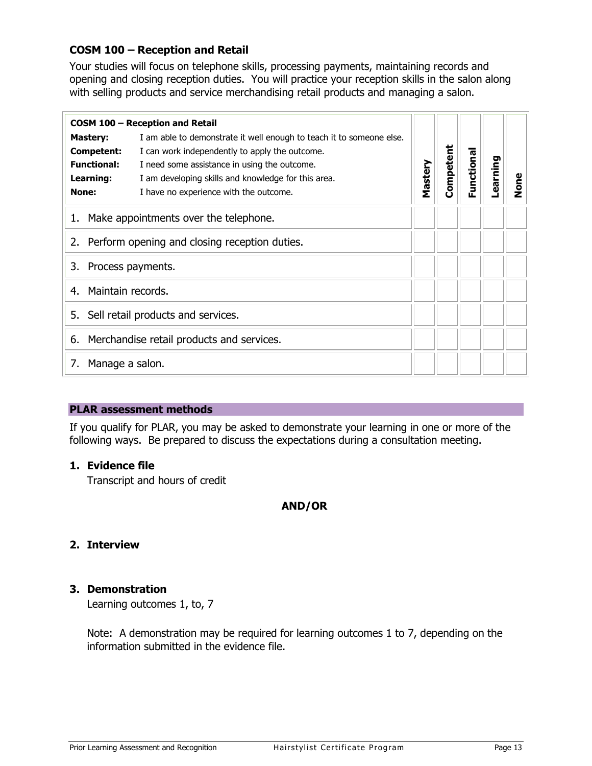### COSM 100 – Reception and Retail

Your studies will focus on telephone skills, processing payments, maintaining records and opening and closing reception duties. You will practice your reception skills in the salon along with selling products and service merchandising retail products and managing a salon.

| **COSM 100 – Reception and Retail**<br>**Mastery:** I am able to demonstrate it well enough to teach it to someone else.<br>**Competent:** I can work independently to apply the outcome.<br>**Functional:** I need some assistance in using the outcome.<br>**Learning:** I am developing skills and knowledge for this area.<br>**None:** I have no experience with the outcome. | **Mastery** | **Competent** | **Functional** | **Learning** | **None** |
|---|---|---|---|---|---|
| 1. Make appointments over the telephone. | | | | | |
| 2. Perform opening and closing reception duties. | | | | | |
| 3. Process payments. | | | | | |
| 4. Maintain records. | | | | | |
| 5. Sell retail products and services. | | | | | |
| 6. Merchandise retail products and services. | | | | | |
| 7. Manage a salon. | | | | | |

### PLAR assessment methods

If you qualify for PLAR, you may be asked to demonstrate your learning in one or more of the following ways. Be prepared to discuss the expectations during a consultation meeting.

**1. Evidence file**

Transcript and hours of credit

**AND/OR**

**2. Interview**

**3. Demonstration**

Learning outcomes 1, to, 7

Note: A demonstration may be required for learning outcomes 1 to 7, depending on the information submitted in the evidence file.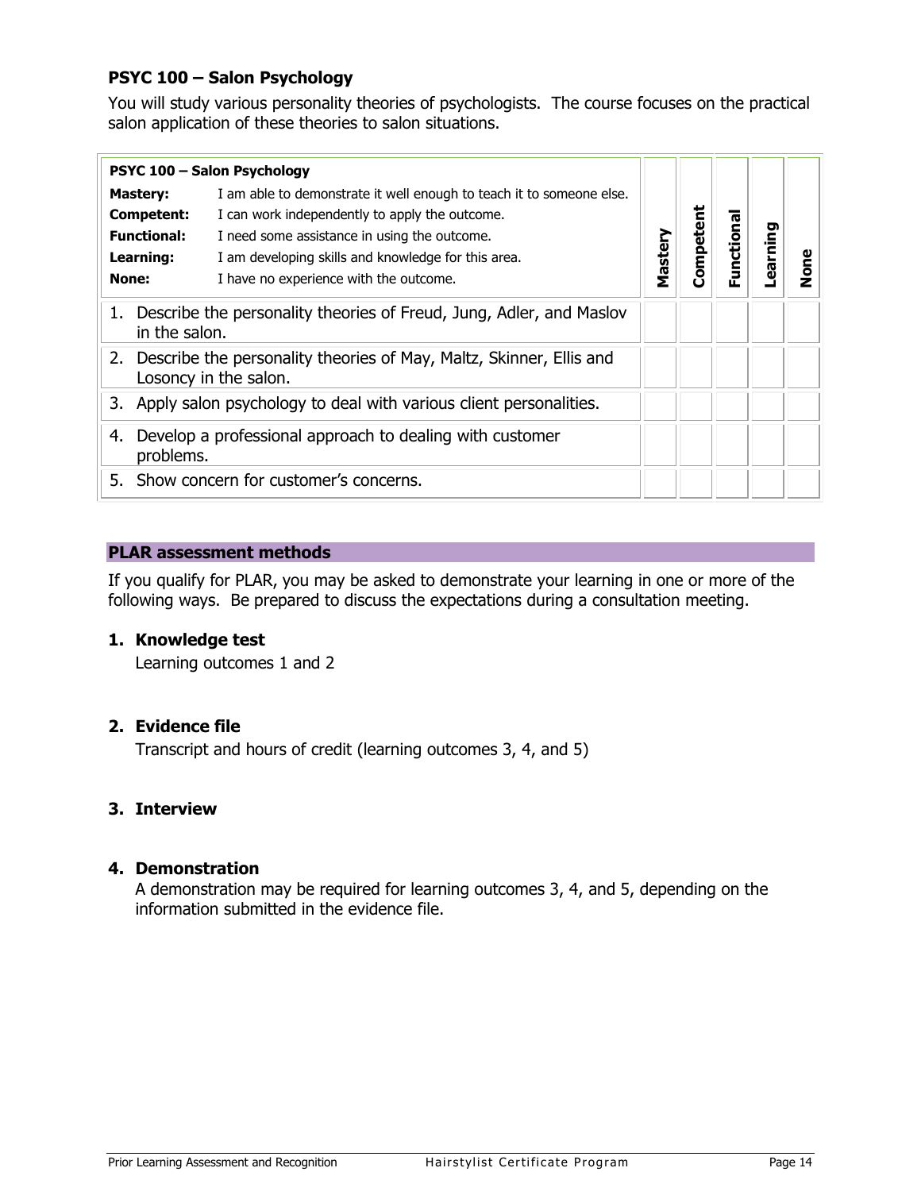## PSYC 100 – Salon Psychology

You will study various personality theories of psychologists. The course focuses on the practical salon application of these theories to salon situations.

| **PSYC 100 – Salon Psychology**<br>**Mastery:** I am able to demonstrate it well enough to teach it to someone else.<br>**Competent:** I can work independently to apply the outcome.<br>**Functional:** I need some assistance in using the outcome.<br>**Learning:** I am developing skills and knowledge for this area.<br>**None:** I have no experience with the outcome. | **Mastery** | **Competent** | **Functional** | **Learning** | **None** |
|---|---|---|---|---|---|
| 1. Describe the personality theories of Freud, Jung, Adler, and Maslov in the salon. | | | | | |
| 2. Describe the personality theories of May, Maltz, Skinner, Ellis and Losoncy in the salon. | | | | | |
| 3. Apply salon psychology to deal with various client personalities. | | | | | |
| 4. Develop a professional approach to dealing with customer problems. | | | | | |
| 5. Show concern for customer's concerns. | | | | | |

### PLAR assessment methods

If you qualify for PLAR, you may be asked to demonstrate your learning in one or more of the following ways. Be prepared to discuss the expectations during a consultation meeting.

1. **Knowledge test**
   Learning outcomes 1 and 2

2. **Evidence file**
   Transcript and hours of credit (learning outcomes 3, 4, and 5)

3. **Interview**

4. **Demonstration**
   A demonstration may be required for learning outcomes 3, 4, and 5, depending on the information submitted in the evidence file.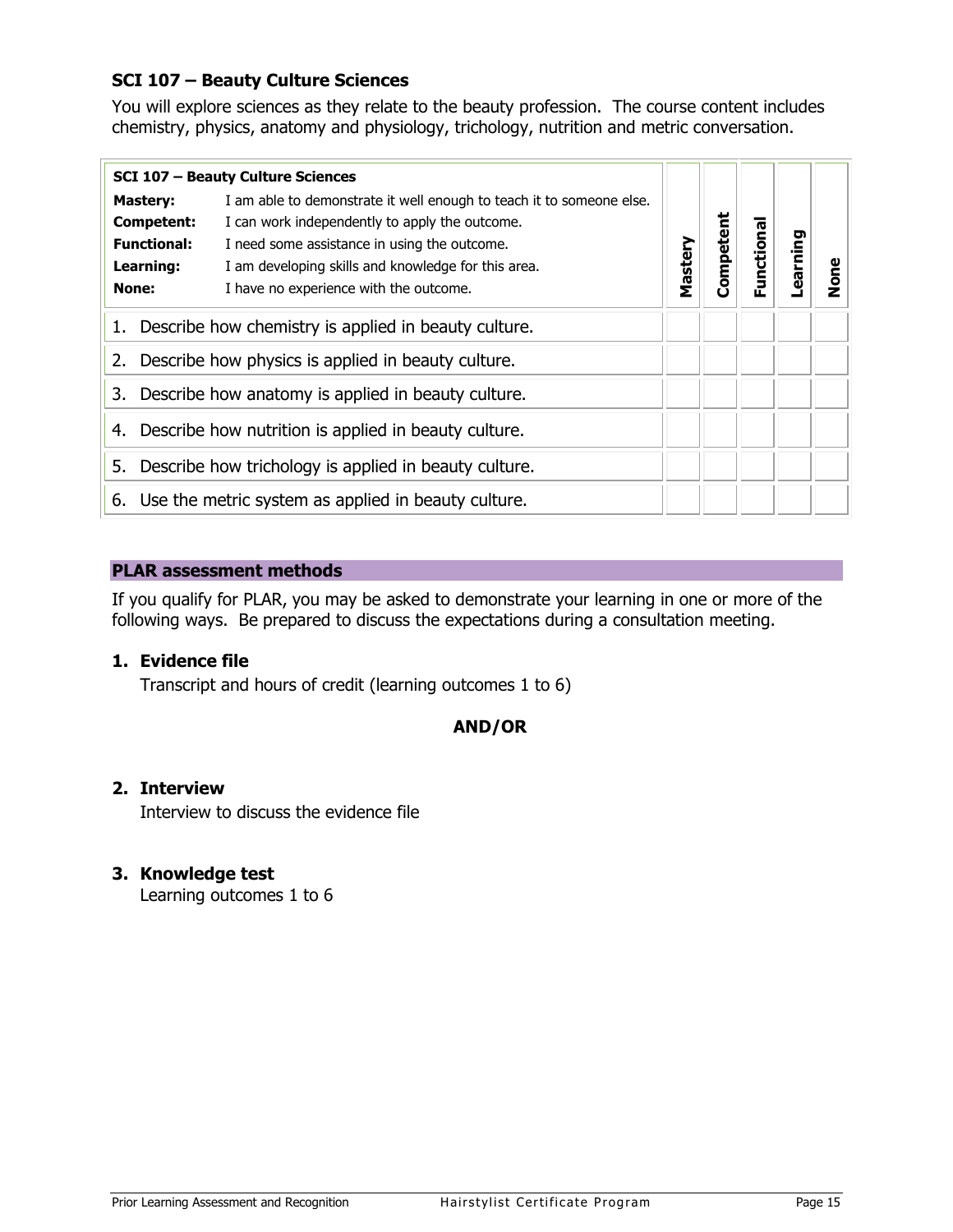### SCI 107 – Beauty Culture Sciences

You will explore sciences as they relate to the beauty profession. The course content includes chemistry, physics, anatomy and physiology, trichology, nutrition and metric conversation.

| **SCI 107 – Beauty Culture Sciences**<br>**Mastery:** I am able to demonstrate it well enough to teach it to someone else.<br>**Competent:** I can work independently to apply the outcome.<br>**Functional:** I need some assistance in using the outcome.<br>**Learning:** I am developing skills and knowledge for this area.<br>**None:** I have no experience with the outcome. | **Mastery** | **Competent** | **Functional** | **Learning** | **None** |
|---|---|---|---|---|---|
| 1. Describe how chemistry is applied in beauty culture. | | | | | |
| 2. Describe how physics is applied in beauty culture. | | | | | |
| 3. Describe how anatomy is applied in beauty culture. | | | | | |
| 4. Describe how nutrition is applied in beauty culture. | | | | | |
| 5. Describe how trichology is applied in beauty culture. | | | | | |
| 6. Use the metric system as applied in beauty culture. | | | | | |

### PLAR assessment methods

If you qualify for PLAR, you may be asked to demonstrate your learning in one or more of the following ways. Be prepared to discuss the expectations during a consultation meeting.

1. **Evidence file**
   Transcript and hours of credit (learning outcomes 1 to 6)

**AND/OR**

2. **Interview**
   Interview to discuss the evidence file

3. **Knowledge test**
   Learning outcomes 1 to 6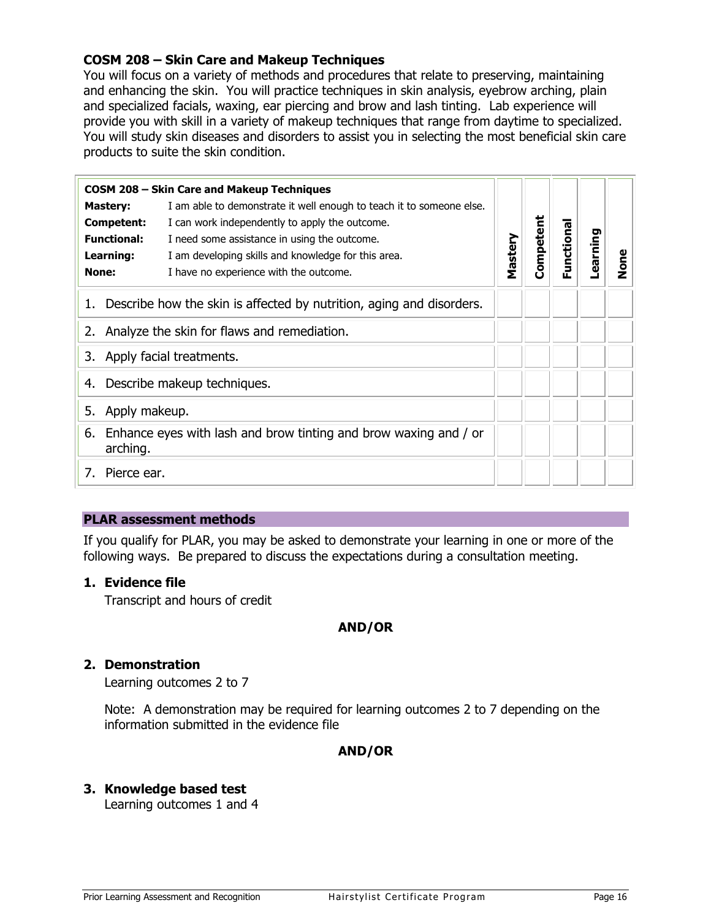### COSM 208 – Skin Care and Makeup Techniques

You will focus on a variety of methods and procedures that relate to preserving, maintaining and enhancing the skin. You will practice techniques in skin analysis, eyebrow arching, plain and specialized facials, waxing, ear piercing and brow and lash tinting. Lab experience will provide you with skill in a variety of makeup techniques that range from daytime to specialized. You will study skin diseases and disorders to assist you in selecting the most beneficial skin care products to suite the skin condition.

| **COSM 208 – Skin Care and Makeup Techniques**<br>**Mastery:** I am able to demonstrate it well enough to teach it to someone else.<br>**Competent:** I can work independently to apply the outcome.<br>**Functional:** I need some assistance in using the outcome.<br>**Learning:** I am developing skills and knowledge for this area.<br>**None:** I have no experience with the outcome. | **Mastery** | **Competent** | **Functional** | **Learning** | **None** |
|---|---|---|---|---|---|
| 1. Describe how the skin is affected by nutrition, aging and disorders. | | | | | |
| 2. Analyze the skin for flaws and remediation. | | | | | |
| 3. Apply facial treatments. | | | | | |
| 4. Describe makeup techniques. | | | | | |
| 5. Apply makeup. | | | | | |
| 6. Enhance eyes with lash and brow tinting and brow waxing and / or arching. | | | | | |
| 7. Pierce ear. | | | | | |

### PLAR assessment methods

If you qualify for PLAR, you may be asked to demonstrate your learning in one or more of the following ways. Be prepared to discuss the expectations during a consultation meeting.

1. **Evidence file**

   Transcript and hours of credit

**AND/OR**

2. **Demonstration**

   Learning outcomes 2 to 7

   Note: A demonstration may be required for learning outcomes 2 to 7 depending on the information submitted in the evidence file

**AND/OR**

3. **Knowledge based test**

   Learning outcomes 1 and 4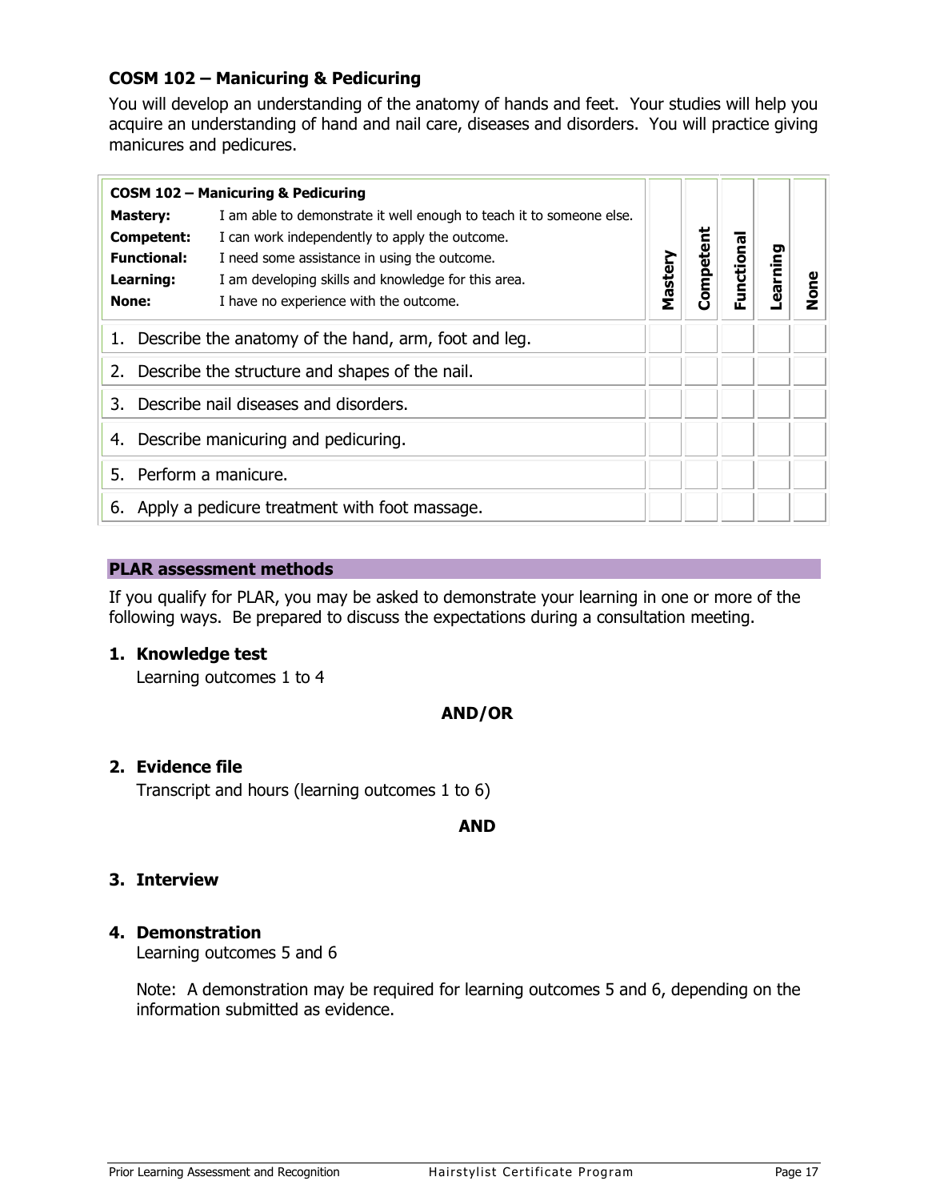## COSM 102 – Manicuring & Pedicuring

You will develop an understanding of the anatomy of hands and feet. Your studies will help you acquire an understanding of hand and nail care, diseases and disorders. You will practice giving manicures and pedicures.

| **COSM 102 – Manicuring & Pedicuring**<br>**Mastery:** I am able to demonstrate it well enough to teach it to someone else.<br>**Competent:** I can work independently to apply the outcome.<br>**Functional:** I need some assistance in using the outcome.<br>**Learning:** I am developing skills and knowledge for this area.<br>**None:** I have no experience with the outcome. | **Mastery** | **Competent** | **Functional** | **Learning** | **None** |
|---|---|---|---|---|---|
| 1. Describe the anatomy of the hand, arm, foot and leg. | | | | | |
| 2. Describe the structure and shapes of the nail. | | | | | |
| 3. Describe nail diseases and disorders. | | | | | |
| 4. Describe manicuring and pedicuring. | | | | | |
| 5. Perform a manicure. | | | | | |
| 6. Apply a pedicure treatment with foot massage. | | | | | |

### PLAR assessment methods

If you qualify for PLAR, you may be asked to demonstrate your learning in one or more of the following ways. Be prepared to discuss the expectations during a consultation meeting.

1. **Knowledge test**
   Learning outcomes 1 to 4

   **AND/OR**

2. **Evidence file**
   Transcript and hours (learning outcomes 1 to 6)

   **AND**

3. **Interview**

4. **Demonstration**
   Learning outcomes 5 and 6

   Note: A demonstration may be required for learning outcomes 5 and 6, depending on the information submitted as evidence.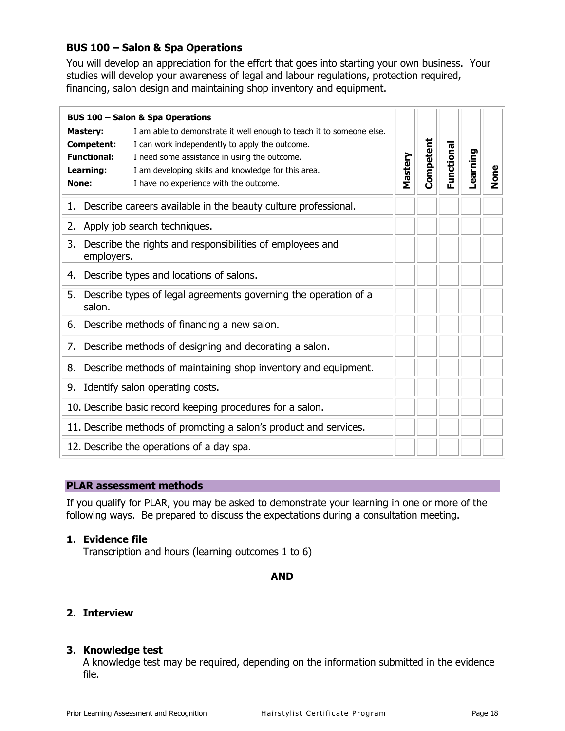### BUS 100 – Salon & Spa Operations

You will develop an appreciation for the effort that goes into starting your own business. Your studies will develop your awareness of legal and labour regulations, protection required, financing, salon design and maintaining shop inventory and equipment.

| **BUS 100 – Salon & Spa Operations**<br>**Mastery:** I am able to demonstrate it well enough to teach it to someone else.<br>**Competent:** I can work independently to apply the outcome.<br>**Functional:** I need some assistance in using the outcome.<br>**Learning:** I am developing skills and knowledge for this area.<br>**None:** I have no experience with the outcome. | **Mastery** | **Competent** | **Functional** | **Learning** | **None** |
|---|---|---|---|---|---|
| 1. Describe careers available in the beauty culture professional. | | | | | |
| 2. Apply job search techniques. | | | | | |
| 3. Describe the rights and responsibilities of employees and employers. | | | | | |
| 4. Describe types and locations of salons. | | | | | |
| 5. Describe types of legal agreements governing the operation of a salon. | | | | | |
| 6. Describe methods of financing a new salon. | | | | | |
| 7. Describe methods of designing and decorating a salon. | | | | | |
| 8. Describe methods of maintaining shop inventory and equipment. | | | | | |
| 9. Identify salon operating costs. | | | | | |
| 10. Describe basic record keeping procedures for a salon. | | | | | |
| 11. Describe methods of promoting a salon's product and services. | | | | | |
| 12. Describe the operations of a day spa. | | | | | |

### PLAR assessment methods

If you qualify for PLAR, you may be asked to demonstrate your learning in one or more of the following ways. Be prepared to discuss the expectations during a consultation meeting.

1. **Evidence file**
   Transcription and hours (learning outcomes 1 to 6)

**AND**

2. **Interview**

3. **Knowledge test**
   A knowledge test may be required, depending on the information submitted in the evidence file.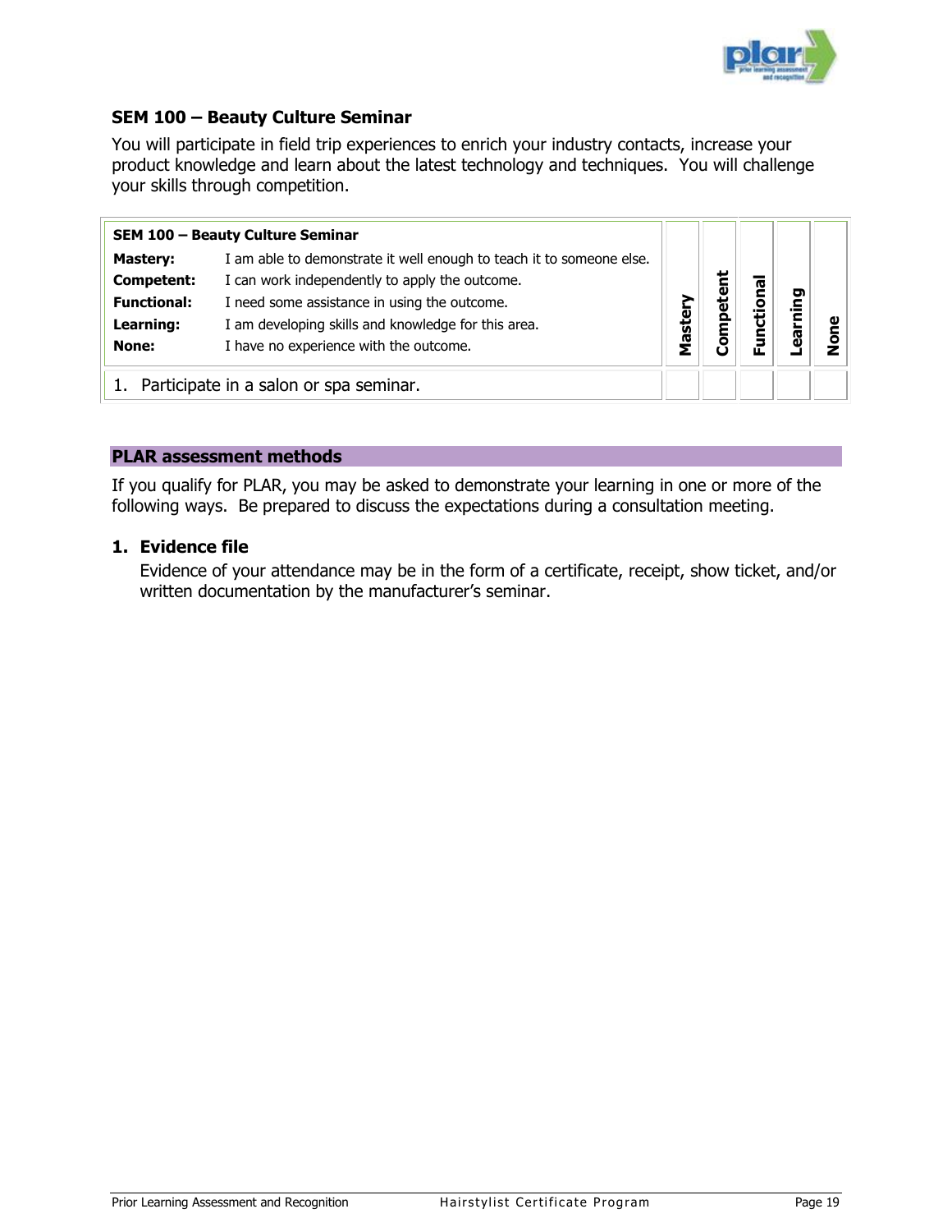## SEM 100 – Beauty Culture Seminar

You will participate in field trip experiences to enrich your industry contacts, increase your product knowledge and learn about the latest technology and techniques. You will challenge your skills through competition.

| **SEM 100 – Beauty Culture Seminar**<br>**Mastery:** I am able to demonstrate it well enough to teach it to someone else.<br>**Competent:** I can work independently to apply the outcome.<br>**Functional:** I need some assistance in using the outcome.<br>**Learning:** I am developing skills and knowledge for this area.<br>**None:** I have no experience with the outcome. | **Mastery** | **Competent** | **Functional** | **Learning** | **None** |
|---|---|---|---|---|---|
| 1. Participate in a salon or spa seminar. | | | | | |

### PLAR assessment methods

If you qualify for PLAR, you may be asked to demonstrate your learning in one or more of the following ways. Be prepared to discuss the expectations during a consultation meeting.

1. **Evidence file**
   Evidence of your attendance may be in the form of a certificate, receipt, show ticket, and/or written documentation by the manufacturer's seminar.